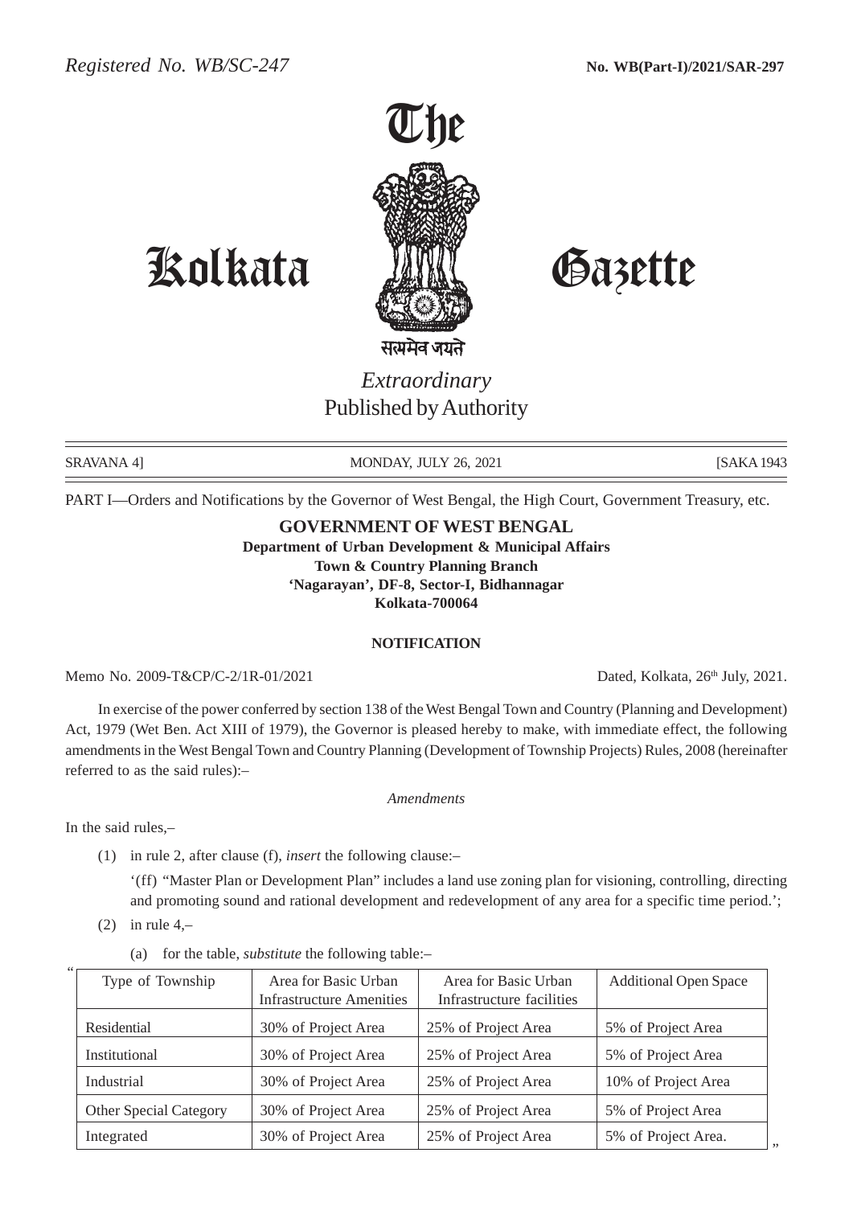Registered No. WB/SC-247 **No. WB(Part-I)/2021/SAR-297**

# The Kolkata Gazette

सत्यमेव जयते

*Extraordinary*
Published by Authority

SRAVANA 4] MONDAY, JULY 26, 2021 [SAKA 1943

PART I—Orders and Notifications by the Governor of West Bengal, the High Court, Government Treasury, etc.

## GOVERNMENT OF WEST BENGAL

**Department of Urban Development & Municipal Affairs**
**Town & Country Planning Branch**
**'Nagarayan', DF-8, Sector-I, Bidhannagar**
**Kolkata-700064**

### NOTIFICATION

Memo No. 2009-T&CP/C-2/1R-01/2021 Dated, Kolkata, 26th July, 2021.

In exercise of the power conferred by section 138 of the West Bengal Town and Country (Planning and Development) Act, 1979 (Wet Ben. Act XIII of 1979), the Governor is pleased hereby to make, with immediate effect, the following amendments in the West Bengal Town and Country Planning (Development of Township Projects) Rules, 2008 (hereinafter referred to as the said rules):–

*Amendments*

In the said rules,–

(1) in rule 2, after clause (f), *insert* the following clause:–

'(ff) "Master Plan or Development Plan" includes a land use zoning plan for visioning, controlling, directing and promoting sound and rational development and redevelopment of any area for a specific time period.';

(2) in rule 4,–

(a) for the table, *substitute* the following table:–

"

| Type of Township | Area for Basic Urban Infrastructure Amenities | Area for Basic Urban Infrastructure facilities | Additional Open Space |
|---|---|---|---|
| Residential | 30% of Project Area | 25% of Project Area | 5% of Project Area |
| Institutional | 30% of Project Area | 25% of Project Area | 5% of Project Area |
| Industrial | 30% of Project Area | 25% of Project Area | 10% of Project Area |
| Other Special Category | 30% of Project Area | 25% of Project Area | 5% of Project Area |
| Integrated | 30% of Project Area | 25% of Project Area | 5% of Project Area. |

"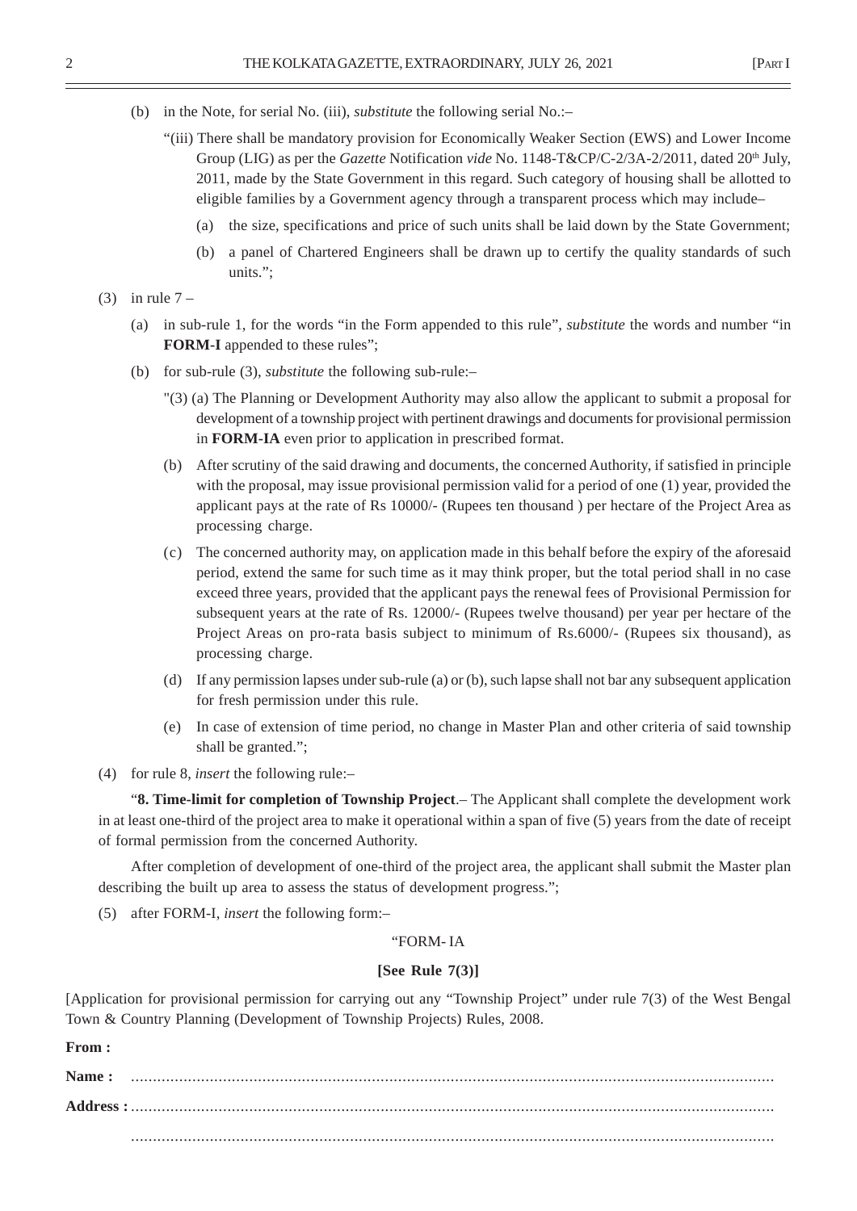(b) in the Note, for serial No. (iii), *substitute* the following serial No.:–

"(iii) There shall be mandatory provision for Economically Weaker Section (EWS) and Lower Income Group (LIG) as per the *Gazette* Notification *vide* No. 1148-T&CP/C-2/3A-2/2011, dated 20th July, 2011, made by the State Government in this regard. Such category of housing shall be allotted to eligible families by a Government agency through a transparent process which may include–

(a) the size, specifications and price of such units shall be laid down by the State Government;

(b) a panel of Chartered Engineers shall be drawn up to certify the quality standards of such units.";

(3) in rule 7 –

(a) in sub-rule 1, for the words "in the Form appended to this rule", *substitute* the words and number "in **FORM-I** appended to these rules";

(b) for sub-rule (3), *substitute* the following sub-rule:–

"(3) (a) The Planning or Development Authority may also allow the applicant to submit a proposal for development of a township project with pertinent drawings and documents for provisional permission in **FORM-IA** even prior to application in prescribed format.

(b) After scrutiny of the said drawing and documents, the concerned Authority, if satisfied in principle with the proposal, may issue provisional permission valid for a period of one (1) year, provided the applicant pays at the rate of Rs 10000/- (Rupees ten thousand ) per hectare of the Project Area as processing charge.

(c) The concerned authority may, on application made in this behalf before the expiry of the aforesaid period, extend the same for such time as it may think proper, but the total period shall in no case exceed three years, provided that the applicant pays the renewal fees of Provisional Permission for subsequent years at the rate of Rs. 12000/- (Rupees twelve thousand) per year per hectare of the Project Areas on pro-rata basis subject to minimum of Rs.6000/- (Rupees six thousand), as processing charge.

(d) If any permission lapses under sub-rule (a) or (b), such lapse shall not bar any subsequent application for fresh permission under this rule.

(e) In case of extension of time period, no change in Master Plan and other criteria of said township shall be granted.";

(4) for rule 8, *insert* the following rule:–

"**8. Time-limit for completion of Township Project**.– The Applicant shall complete the development work in at least one-third of the project area to make it operational within a span of five (5) years from the date of receipt of formal permission from the concerned Authority.

After completion of development of one-third of the project area, the applicant shall submit the Master plan describing the built up area to assess the status of development progress.";

(5) after FORM-I, *insert* the following form:–

"FORM- IA

**[See Rule 7(3)]**

[Application for provisional permission for carrying out any "Township Project" under rule 7(3) of the West Bengal Town & Country Planning (Development of Township Projects) Rules, 2008.

**From :**

**Name :** ....................................................................................................................................................

**Address :** ................................................................................................................................................

..................................................................................................................................................................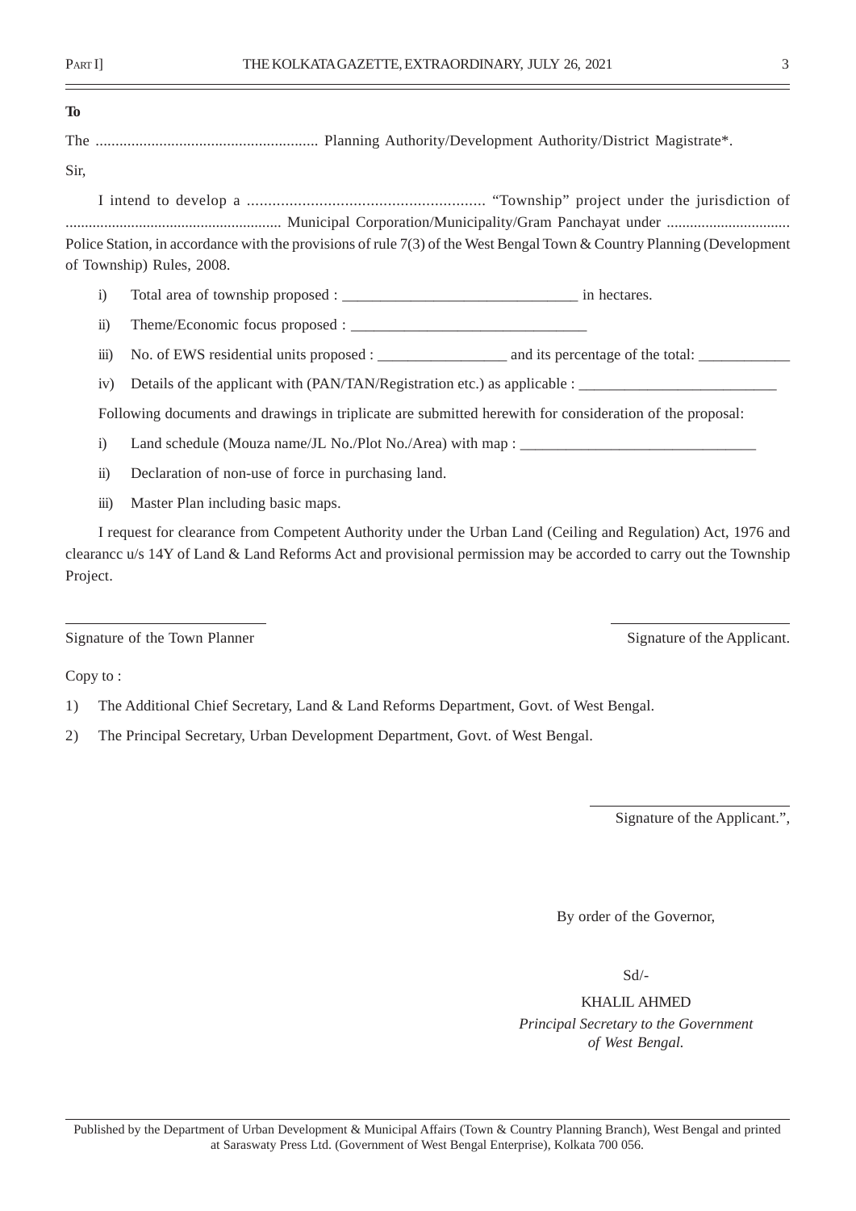**To**

The ........................................................ Planning Authority/Development Authority/District Magistrate*.

Sir,

I intend to develop a ......................................................... "Township" project under the jurisdiction of ........................................................ Municipal Corporation/Municipality/Gram Panchayat under ................................ Police Station, in accordance with the provisions of rule 7(3) of the West Bengal Town & Country Planning (Development of Township) Rules, 2008.

i) Total area of township proposed : ______________________________ in hectares.

ii) Theme/Economic focus proposed : ______________________________

iii) No. of EWS residential units proposed : _________________ and its percentage of the total: ____________

iv) Details of the applicant with (PAN/TAN/Registration etc.) as applicable : __________________________

Following documents and drawings in triplicate are submitted herewith for consideration of the proposal:

i) Land schedule (Mouza name/JL No./Plot No./Area) with map : ______________________________

ii) Declaration of non-use of force in purchasing land.

iii) Master Plan including basic maps.

I request for clearance from Competent Authority under the Urban Land (Ceiling and Regulation) Act, 1976 and clearancc u/s 14Y of Land & Land Reforms Act and provisional permission may be accorded to carry out the Township Project.

Signature of the Town Planner

Signature of the Applicant.

Copy to :

1) The Additional Chief Secretary, Land & Land Reforms Department, Govt. of West Bengal.

2) The Principal Secretary, Urban Development Department, Govt. of West Bengal.

Signature of the Applicant.",

By order of the Governor,

Sd/-

KHALIL AHMED

*Principal Secretary to the Government of West Bengal.*

Published by the Department of Urban Development & Municipal Affairs (Town & Country Planning Branch), West Bengal and printed at Saraswaty Press Ltd. (Government of West Bengal Enterprise), Kolkata 700 056.